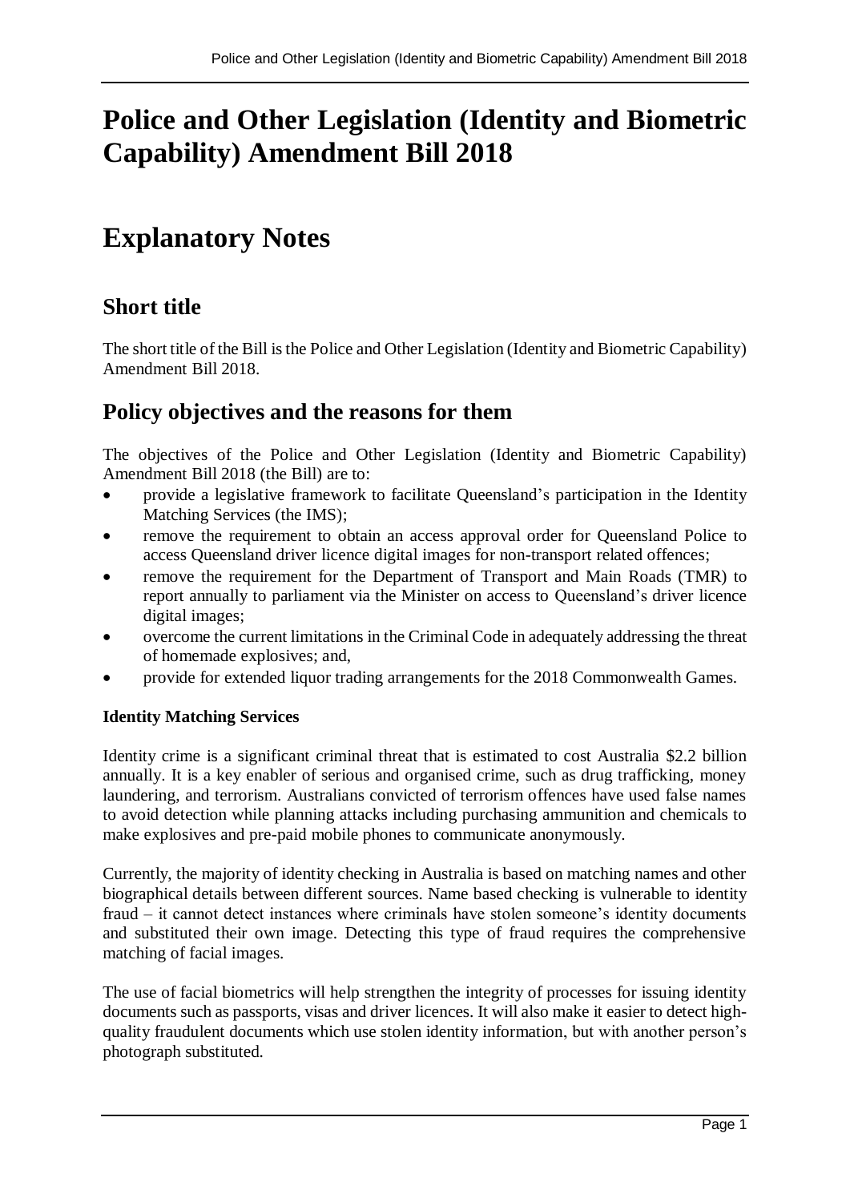# Police and Other Legislation (Identity and Biometric Capability) Amendment Bill 2018

# Explanatory Notes

## Short title

The short title of the Bill is the Police and Other Legislation (Identity and Biometric Capability) Amendment Bill 2018.

## Policy objectives and the reasons for them

The objectives of the Police and Other Legislation (Identity and Biometric Capability) Amendment Bill 2018 (the Bill) are to:

- provide a legislative framework to facilitate Queensland's participation in the Identity Matching Services (the IMS);
- remove the requirement to obtain an access approval order for Queensland Police to access Queensland driver licence digital images for non-transport related offences;
- remove the requirement for the Department of Transport and Main Roads (TMR) to report annually to parliament via the Minister on access to Queensland's driver licence digital images;
- overcome the current limitations in the Criminal Code in adequately addressing the threat of homemade explosives; and,
- provide for extended liquor trading arrangements for the 2018 Commonwealth Games.

### Identity Matching Services

Identity crime is a significant criminal threat that is estimated to cost Australia $2.2 billion annually. It is a key enabler of serious and organised crime, such as drug trafficking, money laundering, and terrorism. Australians convicted of terrorism offences have used false names to avoid detection while planning attacks including purchasing ammunition and chemicals to make explosives and pre-paid mobile phones to communicate anonymously.

Currently, the majority of identity checking in Australia is based on matching names and other biographical details between different sources. Name based checking is vulnerable to identity fraud – it cannot detect instances where criminals have stolen someone's identity documents and substituted their own image. Detecting this type of fraud requires the comprehensive matching of facial images.

The use of facial biometrics will help strengthen the integrity of processes for issuing identity documents such as passports, visas and driver licences. It will also make it easier to detect high-quality fraudulent documents which use stolen identity information, but with another person's photograph substituted.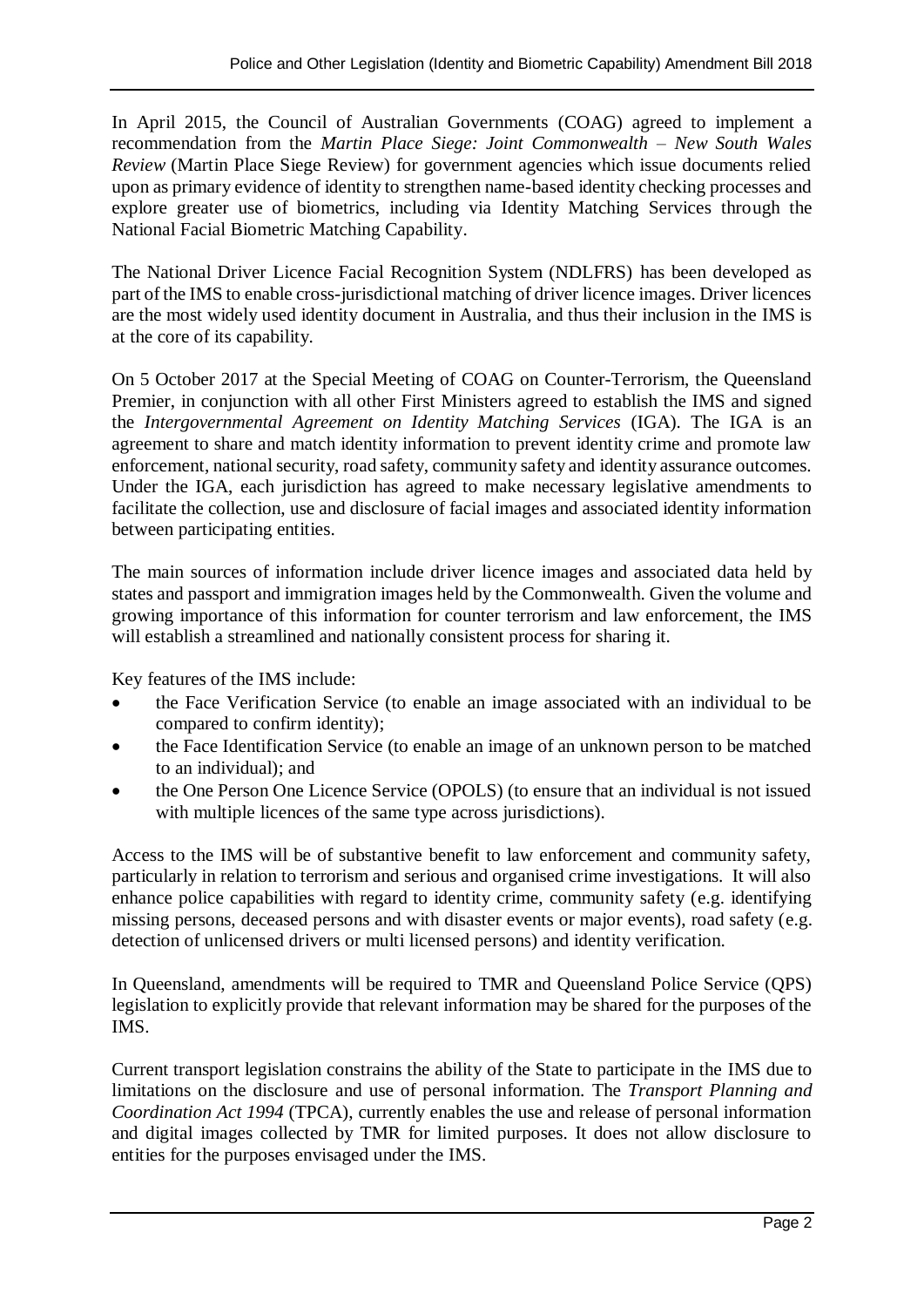In April 2015, the Council of Australian Governments (COAG) agreed to implement a recommendation from the *Martin Place Siege: Joint Commonwealth – New South Wales Review* (Martin Place Siege Review) for government agencies which issue documents relied upon as primary evidence of identity to strengthen name-based identity checking processes and explore greater use of biometrics, including via Identity Matching Services through the National Facial Biometric Matching Capability.

The National Driver Licence Facial Recognition System (NDLFRS) has been developed as part of the IMS to enable cross-jurisdictional matching of driver licence images. Driver licences are the most widely used identity document in Australia, and thus their inclusion in the IMS is at the core of its capability.

On 5 October 2017 at the Special Meeting of COAG on Counter-Terrorism, the Queensland Premier, in conjunction with all other First Ministers agreed to establish the IMS and signed the *Intergovernmental Agreement on Identity Matching Services* (IGA). The IGA is an agreement to share and match identity information to prevent identity crime and promote law enforcement, national security, road safety, community safety and identity assurance outcomes. Under the IGA, each jurisdiction has agreed to make necessary legislative amendments to facilitate the collection, use and disclosure of facial images and associated identity information between participating entities.

The main sources of information include driver licence images and associated data held by states and passport and immigration images held by the Commonwealth. Given the volume and growing importance of this information for counter terrorism and law enforcement, the IMS will establish a streamlined and nationally consistent process for sharing it.

Key features of the IMS include:

- the Face Verification Service (to enable an image associated with an individual to be compared to confirm identity);
- the Face Identification Service (to enable an image of an unknown person to be matched to an individual); and
- the One Person One Licence Service (OPOLS) (to ensure that an individual is not issued with multiple licences of the same type across jurisdictions).

Access to the IMS will be of substantive benefit to law enforcement and community safety, particularly in relation to terrorism and serious and organised crime investigations. It will also enhance police capabilities with regard to identity crime, community safety (e.g. identifying missing persons, deceased persons and with disaster events or major events), road safety (e.g. detection of unlicensed drivers or multi licensed persons) and identity verification.

In Queensland, amendments will be required to TMR and Queensland Police Service (QPS) legislation to explicitly provide that relevant information may be shared for the purposes of the IMS.

Current transport legislation constrains the ability of the State to participate in the IMS due to limitations on the disclosure and use of personal information. The *Transport Planning and Coordination Act 1994* (TPCA), currently enables the use and release of personal information and digital images collected by TMR for limited purposes. It does not allow disclosure to entities for the purposes envisaged under the IMS.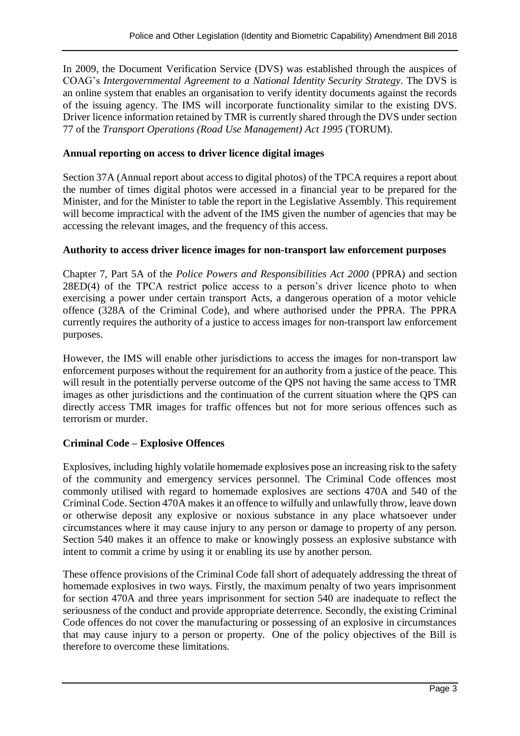In 2009, the Document Verification Service (DVS) was established through the auspices of COAG's *Intergovernmental Agreement to a National Identity Security Strategy*. The DVS is an online system that enables an organisation to verify identity documents against the records of the issuing agency. The IMS will incorporate functionality similar to the existing DVS. Driver licence information retained by TMR is currently shared through the DVS under section 77 of the *Transport Operations (Road Use Management) Act 1995* (TORUM).

**Annual reporting on access to driver licence digital images**

Section 37A (Annual report about access to digital photos) of the TPCA requires a report about the number of times digital photos were accessed in a financial year to be prepared for the Minister, and for the Minister to table the report in the Legislative Assembly. This requirement will become impractical with the advent of the IMS given the number of agencies that may be accessing the relevant images, and the frequency of this access.

**Authority to access driver licence images for non-transport law enforcement purposes**

Chapter 7, Part 5A of the *Police Powers and Responsibilities Act 2000* (PPRA) and section 28ED(4) of the TPCA restrict police access to a person's driver licence photo to when exercising a power under certain transport Acts, a dangerous operation of a motor vehicle offence (328A of the Criminal Code), and where authorised under the PPRA. The PPRA currently requires the authority of a justice to access images for non-transport law enforcement purposes.

However, the IMS will enable other jurisdictions to access the images for non-transport law enforcement purposes without the requirement for an authority from a justice of the peace. This will result in the potentially perverse outcome of the QPS not having the same access to TMR images as other jurisdictions and the continuation of the current situation where the QPS can directly access TMR images for traffic offences but not for more serious offences such as terrorism or murder.

**Criminal Code – Explosive Offences**

Explosives, including highly volatile homemade explosives pose an increasing risk to the safety of the community and emergency services personnel. The Criminal Code offences most commonly utilised with regard to homemade explosives are sections 470A and 540 of the Criminal Code. Section 470A makes it an offence to wilfully and unlawfully throw, leave down or otherwise deposit any explosive or noxious substance in any place whatsoever under circumstances where it may cause injury to any person or damage to property of any person. Section 540 makes it an offence to make or knowingly possess an explosive substance with intent to commit a crime by using it or enabling its use by another person.

These offence provisions of the Criminal Code fall short of adequately addressing the threat of homemade explosives in two ways. Firstly, the maximum penalty of two years imprisonment for section 470A and three years imprisonment for section 540 are inadequate to reflect the seriousness of the conduct and provide appropriate deterrence. Secondly, the existing Criminal Code offences do not cover the manufacturing or possessing of an explosive in circumstances that may cause injury to a person or property. One of the policy objectives of the Bill is therefore to overcome these limitations.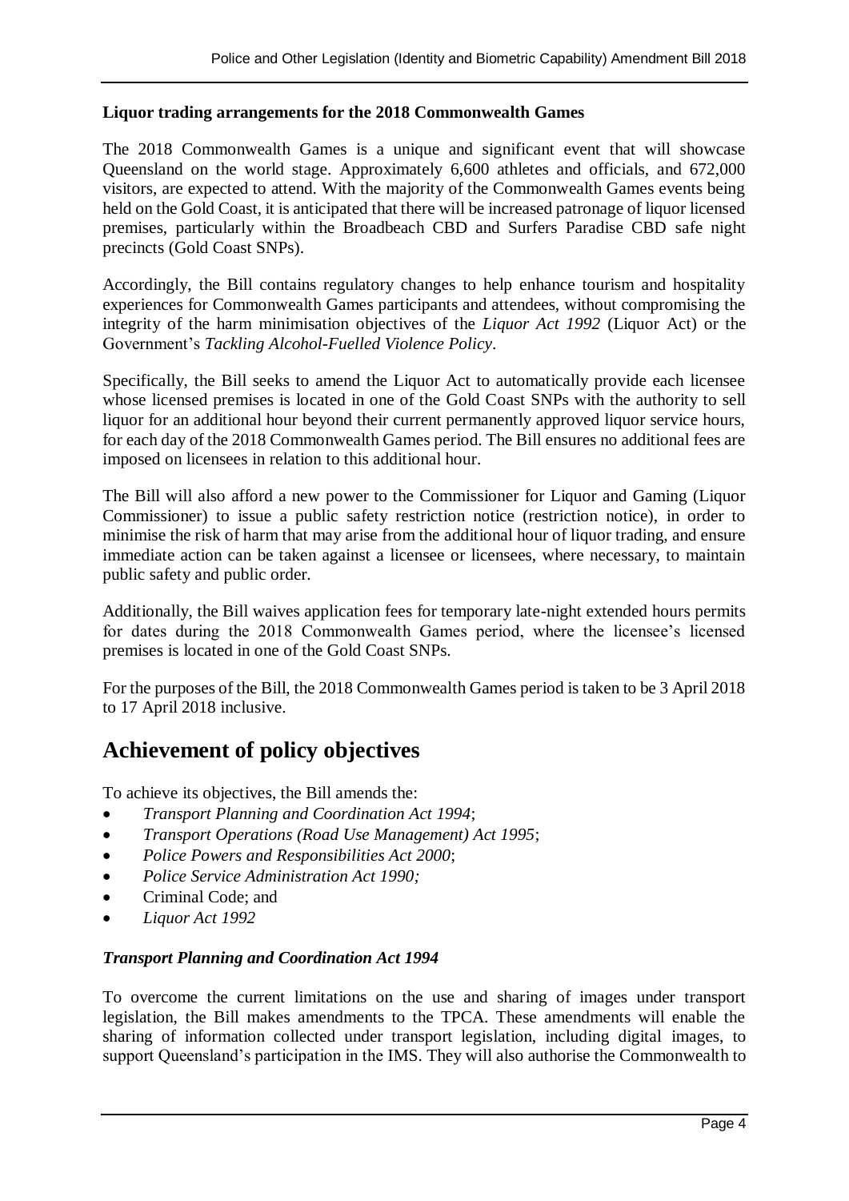**Liquor trading arrangements for the 2018 Commonwealth Games**

The 2018 Commonwealth Games is a unique and significant event that will showcase Queensland on the world stage. Approximately 6,600 athletes and officials, and 672,000 visitors, are expected to attend. With the majority of the Commonwealth Games events being held on the Gold Coast, it is anticipated that there will be increased patronage of liquor licensed premises, particularly within the Broadbeach CBD and Surfers Paradise CBD safe night precincts (Gold Coast SNPs).

Accordingly, the Bill contains regulatory changes to help enhance tourism and hospitality experiences for Commonwealth Games participants and attendees, without compromising the integrity of the harm minimisation objectives of the *Liquor Act 1992* (Liquor Act) or the Government's *Tackling Alcohol-Fuelled Violence Policy*.

Specifically, the Bill seeks to amend the Liquor Act to automatically provide each licensee whose licensed premises is located in one of the Gold Coast SNPs with the authority to sell liquor for an additional hour beyond their current permanently approved liquor service hours, for each day of the 2018 Commonwealth Games period. The Bill ensures no additional fees are imposed on licensees in relation to this additional hour.

The Bill will also afford a new power to the Commissioner for Liquor and Gaming (Liquor Commissioner) to issue a public safety restriction notice (restriction notice), in order to minimise the risk of harm that may arise from the additional hour of liquor trading, and ensure immediate action can be taken against a licensee or licensees, where necessary, to maintain public safety and public order.

Additionally, the Bill waives application fees for temporary late-night extended hours permits for dates during the 2018 Commonwealth Games period, where the licensee's licensed premises is located in one of the Gold Coast SNPs.

For the purposes of the Bill, the 2018 Commonwealth Games period is taken to be 3 April 2018 to 17 April 2018 inclusive.

## Achievement of policy objectives

To achieve its objectives, the Bill amends the:

- *Transport Planning and Coordination Act 1994*;
- *Transport Operations (Road Use Management) Act 1995*;
- *Police Powers and Responsibilities Act 2000*;
- *Police Service Administration Act 1990;*
- Criminal Code; and
- *Liquor Act 1992*

***Transport Planning and Coordination Act 1994***

To overcome the current limitations on the use and sharing of images under transport legislation, the Bill makes amendments to the TPCA. These amendments will enable the sharing of information collected under transport legislation, including digital images, to support Queensland's participation in the IMS. They will also authorise the Commonwealth to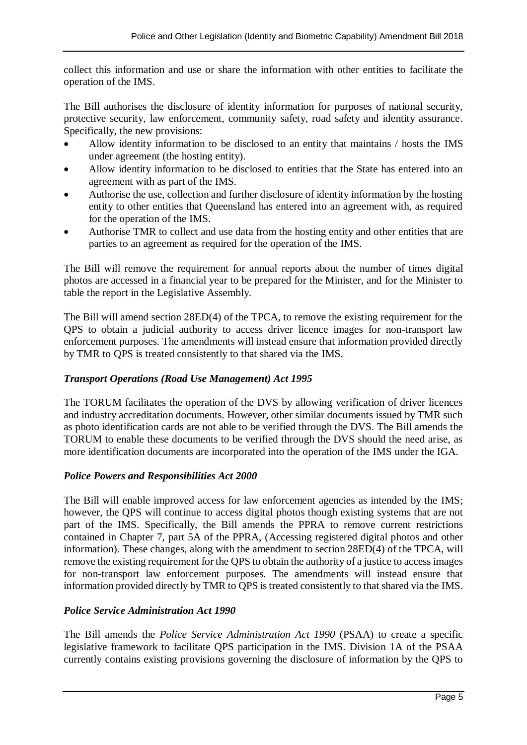collect this information and use or share the information with other entities to facilitate the operation of the IMS.

The Bill authorises the disclosure of identity information for purposes of national security, protective security, law enforcement, community safety, road safety and identity assurance. Specifically, the new provisions:

- Allow identity information to be disclosed to an entity that maintains / hosts the IMS under agreement (the hosting entity).
- Allow identity information to be disclosed to entities that the State has entered into an agreement with as part of the IMS.
- Authorise the use, collection and further disclosure of identity information by the hosting entity to other entities that Queensland has entered into an agreement with, as required for the operation of the IMS.
- Authorise TMR to collect and use data from the hosting entity and other entities that are parties to an agreement as required for the operation of the IMS.

The Bill will remove the requirement for annual reports about the number of times digital photos are accessed in a financial year to be prepared for the Minister, and for the Minister to table the report in the Legislative Assembly.

The Bill will amend section 28ED(4) of the TPCA, to remove the existing requirement for the QPS to obtain a judicial authority to access driver licence images for non-transport law enforcement purposes. The amendments will instead ensure that information provided directly by TMR to QPS is treated consistently to that shared via the IMS.

### *Transport Operations (Road Use Management) Act 1995*

The TORUM facilitates the operation of the DVS by allowing verification of driver licences and industry accreditation documents. However, other similar documents issued by TMR such as photo identification cards are not able to be verified through the DVS. The Bill amends the TORUM to enable these documents to be verified through the DVS should the need arise, as more identification documents are incorporated into the operation of the IMS under the IGA.

### *Police Powers and Responsibilities Act 2000*

The Bill will enable improved access for law enforcement agencies as intended by the IMS; however, the QPS will continue to access digital photos though existing systems that are not part of the IMS. Specifically, the Bill amends the PPRA to remove current restrictions contained in Chapter 7, part 5A of the PPRA, (Accessing registered digital photos and other information). These changes, along with the amendment to section 28ED(4) of the TPCA, will remove the existing requirement for the QPS to obtain the authority of a justice to access images for non-transport law enforcement purposes. The amendments will instead ensure that information provided directly by TMR to QPS is treated consistently to that shared via the IMS.

### *Police Service Administration Act 1990*

The Bill amends the *Police Service Administration Act 1990* (PSAA) to create a specific legislative framework to facilitate QPS participation in the IMS. Division 1A of the PSAA currently contains existing provisions governing the disclosure of information by the QPS to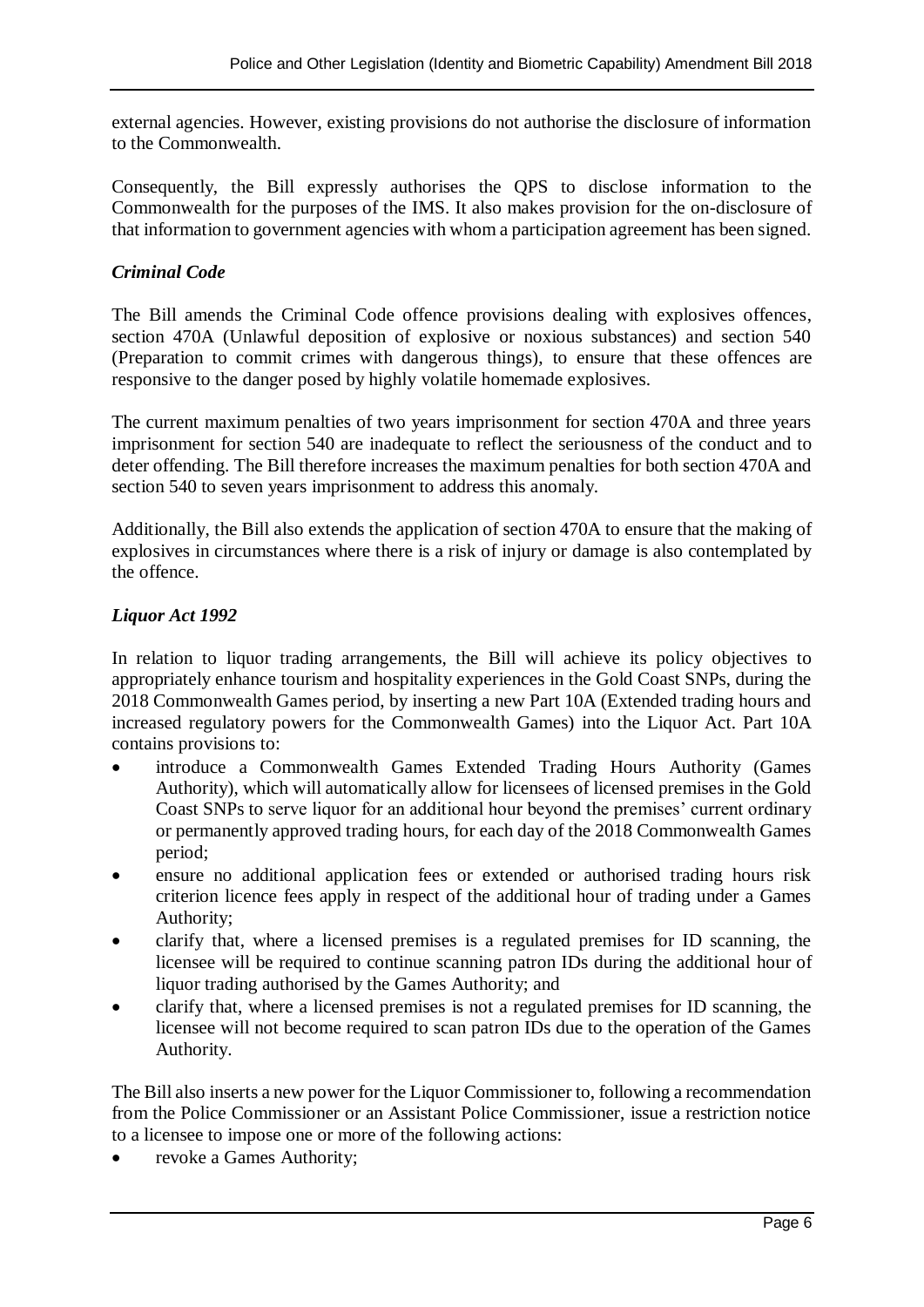external agencies. However, existing provisions do not authorise the disclosure of information to the Commonwealth.

Consequently, the Bill expressly authorises the QPS to disclose information to the Commonwealth for the purposes of the IMS. It also makes provision for the on-disclosure of that information to government agencies with whom a participation agreement has been signed.

### *Criminal Code*

The Bill amends the Criminal Code offence provisions dealing with explosives offences, section 470A (Unlawful deposition of explosive or noxious substances) and section 540 (Preparation to commit crimes with dangerous things), to ensure that these offences are responsive to the danger posed by highly volatile homemade explosives.

The current maximum penalties of two years imprisonment for section 470A and three years imprisonment for section 540 are inadequate to reflect the seriousness of the conduct and to deter offending. The Bill therefore increases the maximum penalties for both section 470A and section 540 to seven years imprisonment to address this anomaly.

Additionally, the Bill also extends the application of section 470A to ensure that the making of explosives in circumstances where there is a risk of injury or damage is also contemplated by the offence.

### *Liquor Act 1992*

In relation to liquor trading arrangements, the Bill will achieve its policy objectives to appropriately enhance tourism and hospitality experiences in the Gold Coast SNPs, during the 2018 Commonwealth Games period, by inserting a new Part 10A (Extended trading hours and increased regulatory powers for the Commonwealth Games) into the Liquor Act. Part 10A contains provisions to:

- introduce a Commonwealth Games Extended Trading Hours Authority (Games Authority), which will automatically allow for licensees of licensed premises in the Gold Coast SNPs to serve liquor for an additional hour beyond the premises' current ordinary or permanently approved trading hours, for each day of the 2018 Commonwealth Games period;
- ensure no additional application fees or extended or authorised trading hours risk criterion licence fees apply in respect of the additional hour of trading under a Games Authority;
- clarify that, where a licensed premises is a regulated premises for ID scanning, the licensee will be required to continue scanning patron IDs during the additional hour of liquor trading authorised by the Games Authority; and
- clarify that, where a licensed premises is not a regulated premises for ID scanning, the licensee will not become required to scan patron IDs due to the operation of the Games Authority.

The Bill also inserts a new power for the Liquor Commissioner to, following a recommendation from the Police Commissioner or an Assistant Police Commissioner, issue a restriction notice to a licensee to impose one or more of the following actions:

- revoke a Games Authority;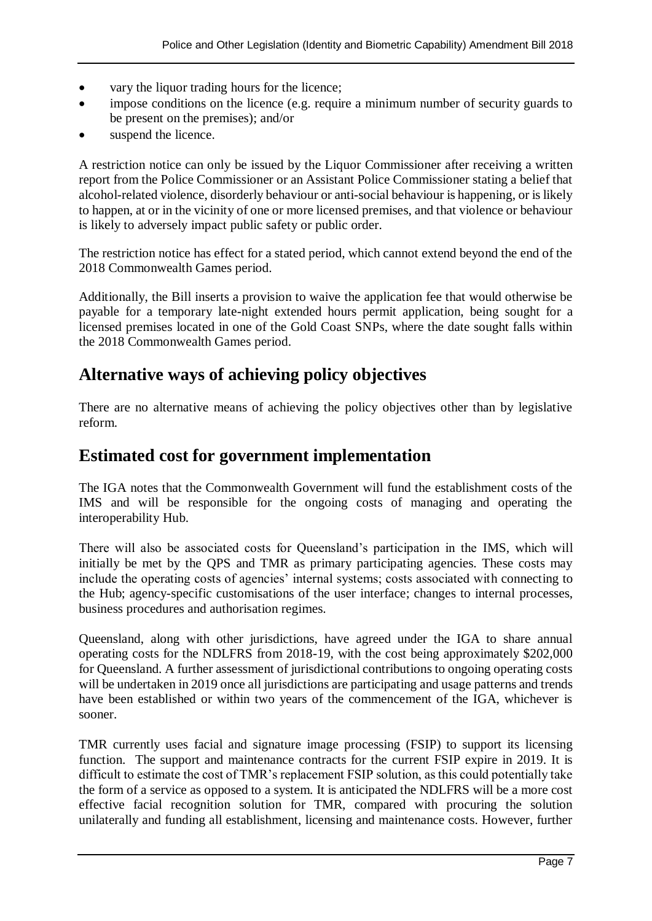- vary the liquor trading hours for the licence;
- impose conditions on the licence (e.g. require a minimum number of security guards to be present on the premises); and/or
- suspend the licence.

A restriction notice can only be issued by the Liquor Commissioner after receiving a written report from the Police Commissioner or an Assistant Police Commissioner stating a belief that alcohol-related violence, disorderly behaviour or anti-social behaviour is happening, or is likely to happen, at or in the vicinity of one or more licensed premises, and that violence or behaviour is likely to adversely impact public safety or public order.

The restriction notice has effect for a stated period, which cannot extend beyond the end of the 2018 Commonwealth Games period.

Additionally, the Bill inserts a provision to waive the application fee that would otherwise be payable for a temporary late-night extended hours permit application, being sought for a licensed premises located in one of the Gold Coast SNPs, where the date sought falls within the 2018 Commonwealth Games period.

## Alternative ways of achieving policy objectives

There are no alternative means of achieving the policy objectives other than by legislative reform.

## Estimated cost for government implementation

The IGA notes that the Commonwealth Government will fund the establishment costs of the IMS and will be responsible for the ongoing costs of managing and operating the interoperability Hub.

There will also be associated costs for Queensland's participation in the IMS, which will initially be met by the QPS and TMR as primary participating agencies. These costs may include the operating costs of agencies' internal systems; costs associated with connecting to the Hub; agency-specific customisations of the user interface; changes to internal processes, business procedures and authorisation regimes.

Queensland, along with other jurisdictions, have agreed under the IGA to share annual operating costs for the NDLFRS from 2018-19, with the cost being approximately $202,000 for Queensland. A further assessment of jurisdictional contributions to ongoing operating costs will be undertaken in 2019 once all jurisdictions are participating and usage patterns and trends have been established or within two years of the commencement of the IGA, whichever is sooner.

TMR currently uses facial and signature image processing (FSIP) to support its licensing function. The support and maintenance contracts for the current FSIP expire in 2019. It is difficult to estimate the cost of TMR's replacement FSIP solution, as this could potentially take the form of a service as opposed to a system. It is anticipated the NDLFRS will be a more cost effective facial recognition solution for TMR, compared with procuring the solution unilaterally and funding all establishment, licensing and maintenance costs. However, further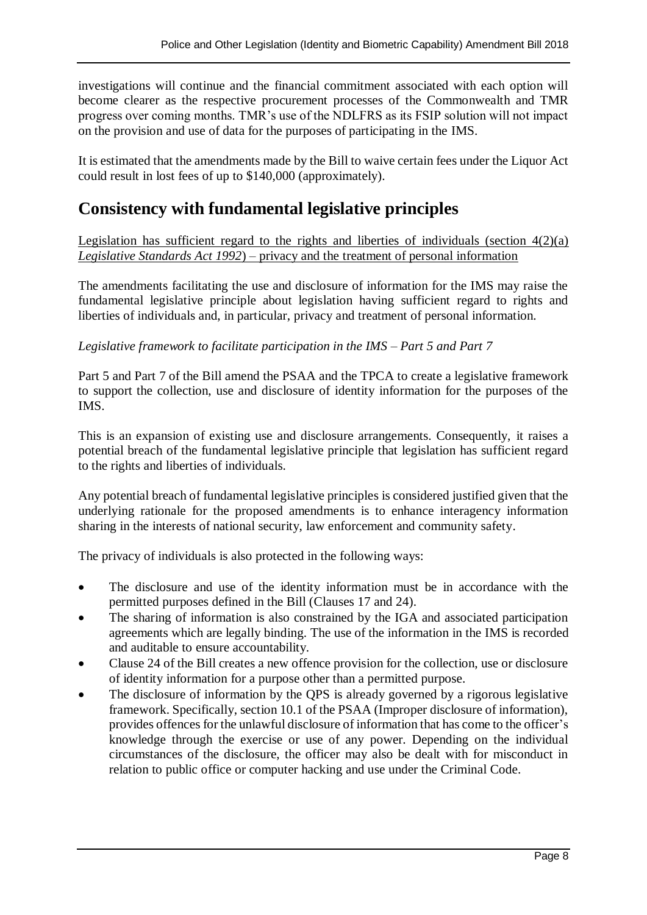investigations will continue and the financial commitment associated with each option will become clearer as the respective procurement processes of the Commonwealth and TMR progress over coming months. TMR's use of the NDLFRS as its FSIP solution will not impact on the provision and use of data for the purposes of participating in the IMS.

It is estimated that the amendments made by the Bill to waive certain fees under the Liquor Act could result in lost fees of up to $140,000 (approximately).

## Consistency with fundamental legislative principles

Legislation has sufficient regard to the rights and liberties of individuals (section 4(2)(a) *Legislative Standards Act 1992*) – privacy and the treatment of personal information

The amendments facilitating the use and disclosure of information for the IMS may raise the fundamental legislative principle about legislation having sufficient regard to rights and liberties of individuals and, in particular, privacy and treatment of personal information.

*Legislative framework to facilitate participation in the IMS – Part 5 and Part 7*

Part 5 and Part 7 of the Bill amend the PSAA and the TPCA to create a legislative framework to support the collection, use and disclosure of identity information for the purposes of the IMS.

This is an expansion of existing use and disclosure arrangements. Consequently, it raises a potential breach of the fundamental legislative principle that legislation has sufficient regard to the rights and liberties of individuals.

Any potential breach of fundamental legislative principles is considered justified given that the underlying rationale for the proposed amendments is to enhance interagency information sharing in the interests of national security, law enforcement and community safety.

The privacy of individuals is also protected in the following ways:

- The disclosure and use of the identity information must be in accordance with the permitted purposes defined in the Bill (Clauses 17 and 24).
- The sharing of information is also constrained by the IGA and associated participation agreements which are legally binding. The use of the information in the IMS is recorded and auditable to ensure accountability.
- Clause 24 of the Bill creates a new offence provision for the collection, use or disclosure of identity information for a purpose other than a permitted purpose.
- The disclosure of information by the QPS is already governed by a rigorous legislative framework. Specifically, section 10.1 of the PSAA (Improper disclosure of information), provides offences for the unlawful disclosure of information that has come to the officer's knowledge through the exercise or use of any power. Depending on the individual circumstances of the disclosure, the officer may also be dealt with for misconduct in relation to public office or computer hacking and use under the Criminal Code.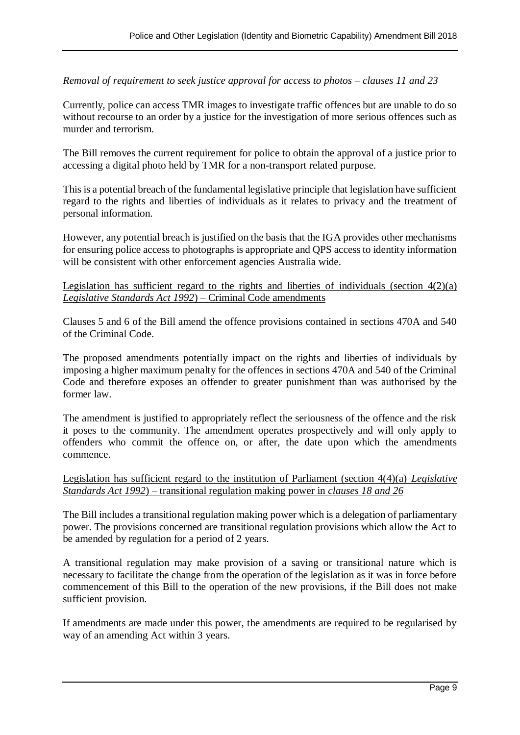*Removal of requirement to seek justice approval for access to photos – clauses 11 and 23*

Currently, police can access TMR images to investigate traffic offences but are unable to do so without recourse to an order by a justice for the investigation of more serious offences such as murder and terrorism.

The Bill removes the current requirement for police to obtain the approval of a justice prior to accessing a digital photo held by TMR for a non-transport related purpose.

This is a potential breach of the fundamental legislative principle that legislation have sufficient regard to the rights and liberties of individuals as it relates to privacy and the treatment of personal information.

However, any potential breach is justified on the basis that the IGA provides other mechanisms for ensuring police access to photographs is appropriate and QPS access to identity information will be consistent with other enforcement agencies Australia wide.

<u>Legislation has sufficient regard to the rights and liberties of individuals (section 4(2)(a) *Legislative Standards Act 1992*) – Criminal Code amendments</u>

Clauses 5 and 6 of the Bill amend the offence provisions contained in sections 470A and 540 of the Criminal Code.

The proposed amendments potentially impact on the rights and liberties of individuals by imposing a higher maximum penalty for the offences in sections 470A and 540 of the Criminal Code and therefore exposes an offender to greater punishment than was authorised by the former law.

The amendment is justified to appropriately reflect the seriousness of the offence and the risk it poses to the community. The amendment operates prospectively and will only apply to offenders who commit the offence on, or after, the date upon which the amendments commence.

<u>Legislation has sufficient regard to the institution of Parliament (section 4(4)(a) *Legislative Standards Act 1992*) – transitional regulation making power in *clauses 18 and 26*</u>

The Bill includes a transitional regulation making power which is a delegation of parliamentary power. The provisions concerned are transitional regulation provisions which allow the Act to be amended by regulation for a period of 2 years.

A transitional regulation may make provision of a saving or transitional nature which is necessary to facilitate the change from the operation of the legislation as it was in force before commencement of this Bill to the operation of the new provisions, if the Bill does not make sufficient provision.

If amendments are made under this power, the amendments are required to be regularised by way of an amending Act within 3 years.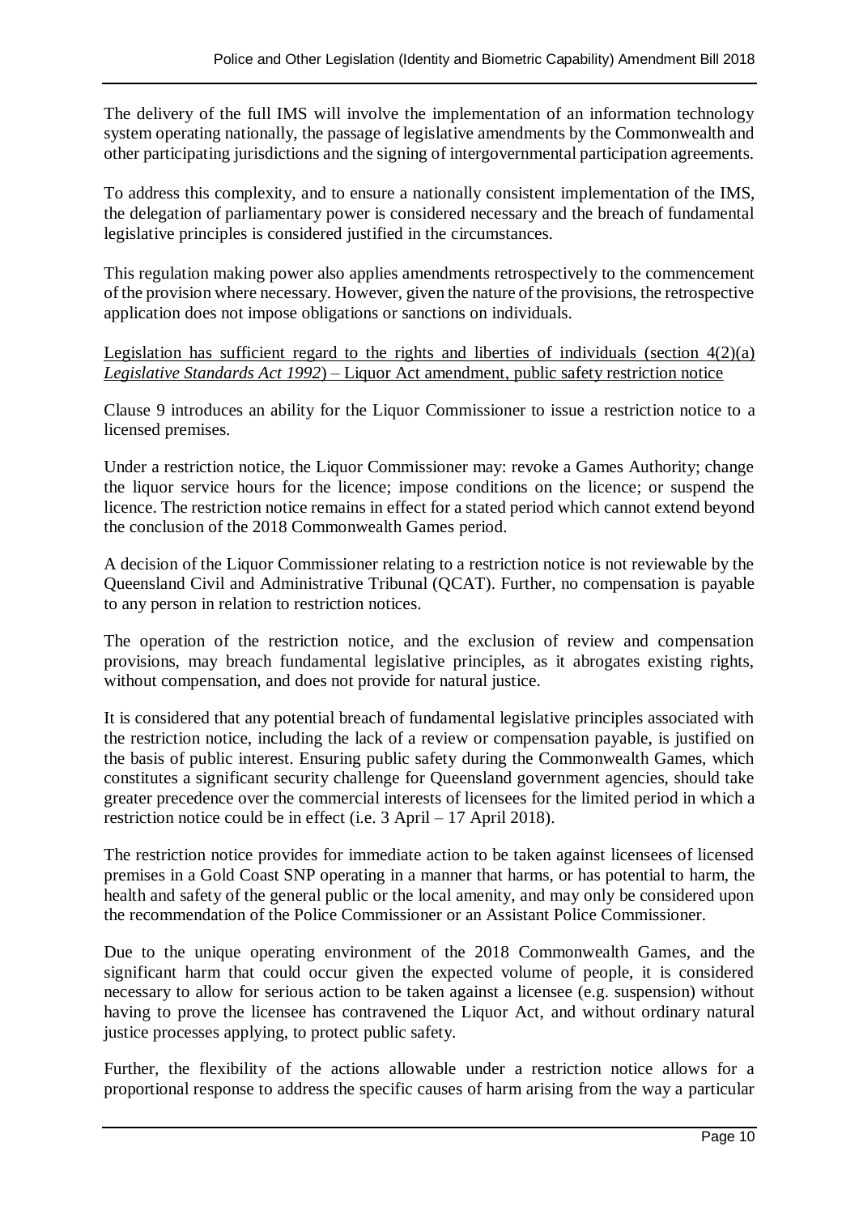The delivery of the full IMS will involve the implementation of an information technology system operating nationally, the passage of legislative amendments by the Commonwealth and other participating jurisdictions and the signing of intergovernmental participation agreements.

To address this complexity, and to ensure a nationally consistent implementation of the IMS, the delegation of parliamentary power is considered necessary and the breach of fundamental legislative principles is considered justified in the circumstances.

This regulation making power also applies amendments retrospectively to the commencement of the provision where necessary. However, given the nature of the provisions, the retrospective application does not impose obligations or sanctions on individuals.

Legislation has sufficient regard to the rights and liberties of individuals (section 4(2)(a) *Legislative Standards Act 1992*) – Liquor Act amendment, public safety restriction notice

Clause 9 introduces an ability for the Liquor Commissioner to issue a restriction notice to a licensed premises.

Under a restriction notice, the Liquor Commissioner may: revoke a Games Authority; change the liquor service hours for the licence; impose conditions on the licence; or suspend the licence. The restriction notice remains in effect for a stated period which cannot extend beyond the conclusion of the 2018 Commonwealth Games period.

A decision of the Liquor Commissioner relating to a restriction notice is not reviewable by the Queensland Civil and Administrative Tribunal (QCAT). Further, no compensation is payable to any person in relation to restriction notices.

The operation of the restriction notice, and the exclusion of review and compensation provisions, may breach fundamental legislative principles, as it abrogates existing rights, without compensation, and does not provide for natural justice.

It is considered that any potential breach of fundamental legislative principles associated with the restriction notice, including the lack of a review or compensation payable, is justified on the basis of public interest. Ensuring public safety during the Commonwealth Games, which constitutes a significant security challenge for Queensland government agencies, should take greater precedence over the commercial interests of licensees for the limited period in which a restriction notice could be in effect (i.e. 3 April – 17 April 2018).

The restriction notice provides for immediate action to be taken against licensees of licensed premises in a Gold Coast SNP operating in a manner that harms, or has potential to harm, the health and safety of the general public or the local amenity, and may only be considered upon the recommendation of the Police Commissioner or an Assistant Police Commissioner.

Due to the unique operating environment of the 2018 Commonwealth Games, and the significant harm that could occur given the expected volume of people, it is considered necessary to allow for serious action to be taken against a licensee (e.g. suspension) without having to prove the licensee has contravened the Liquor Act, and without ordinary natural justice processes applying, to protect public safety.

Further, the flexibility of the actions allowable under a restriction notice allows for a proportional response to address the specific causes of harm arising from the way a particular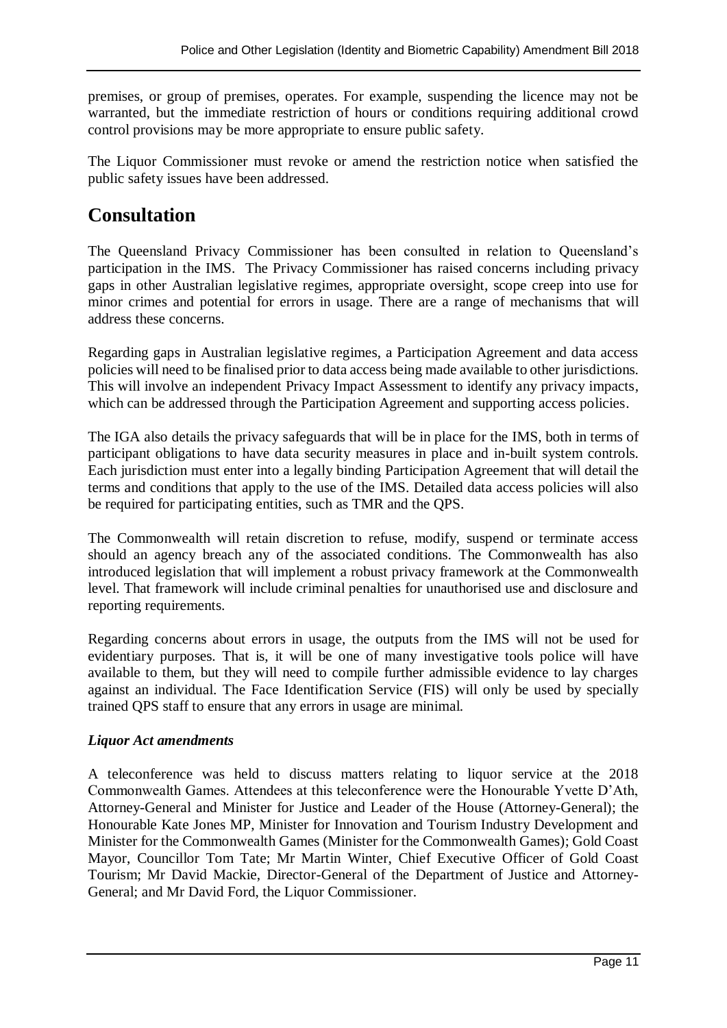premises, or group of premises, operates. For example, suspending the licence may not be warranted, but the immediate restriction of hours or conditions requiring additional crowd control provisions may be more appropriate to ensure public safety.

The Liquor Commissioner must revoke or amend the restriction notice when satisfied the public safety issues have been addressed.

# Consultation

The Queensland Privacy Commissioner has been consulted in relation to Queensland's participation in the IMS. The Privacy Commissioner has raised concerns including privacy gaps in other Australian legislative regimes, appropriate oversight, scope creep into use for minor crimes and potential for errors in usage. There are a range of mechanisms that will address these concerns.

Regarding gaps in Australian legislative regimes, a Participation Agreement and data access policies will need to be finalised prior to data access being made available to other jurisdictions. This will involve an independent Privacy Impact Assessment to identify any privacy impacts, which can be addressed through the Participation Agreement and supporting access policies.

The IGA also details the privacy safeguards that will be in place for the IMS, both in terms of participant obligations to have data security measures in place and in-built system controls. Each jurisdiction must enter into a legally binding Participation Agreement that will detail the terms and conditions that apply to the use of the IMS. Detailed data access policies will also be required for participating entities, such as TMR and the QPS.

The Commonwealth will retain discretion to refuse, modify, suspend or terminate access should an agency breach any of the associated conditions. The Commonwealth has also introduced legislation that will implement a robust privacy framework at the Commonwealth level. That framework will include criminal penalties for unauthorised use and disclosure and reporting requirements.

Regarding concerns about errors in usage, the outputs from the IMS will not be used for evidentiary purposes. That is, it will be one of many investigative tools police will have available to them, but they will need to compile further admissible evidence to lay charges against an individual. The Face Identification Service (FIS) will only be used by specially trained QPS staff to ensure that any errors in usage are minimal.

### *Liquor Act amendments*

A teleconference was held to discuss matters relating to liquor service at the 2018 Commonwealth Games. Attendees at this teleconference were the Honourable Yvette D'Ath, Attorney-General and Minister for Justice and Leader of the House (Attorney-General); the Honourable Kate Jones MP, Minister for Innovation and Tourism Industry Development and Minister for the Commonwealth Games (Minister for the Commonwealth Games); Gold Coast Mayor, Councillor Tom Tate; Mr Martin Winter, Chief Executive Officer of Gold Coast Tourism; Mr David Mackie, Director-General of the Department of Justice and Attorney-General; and Mr David Ford, the Liquor Commissioner.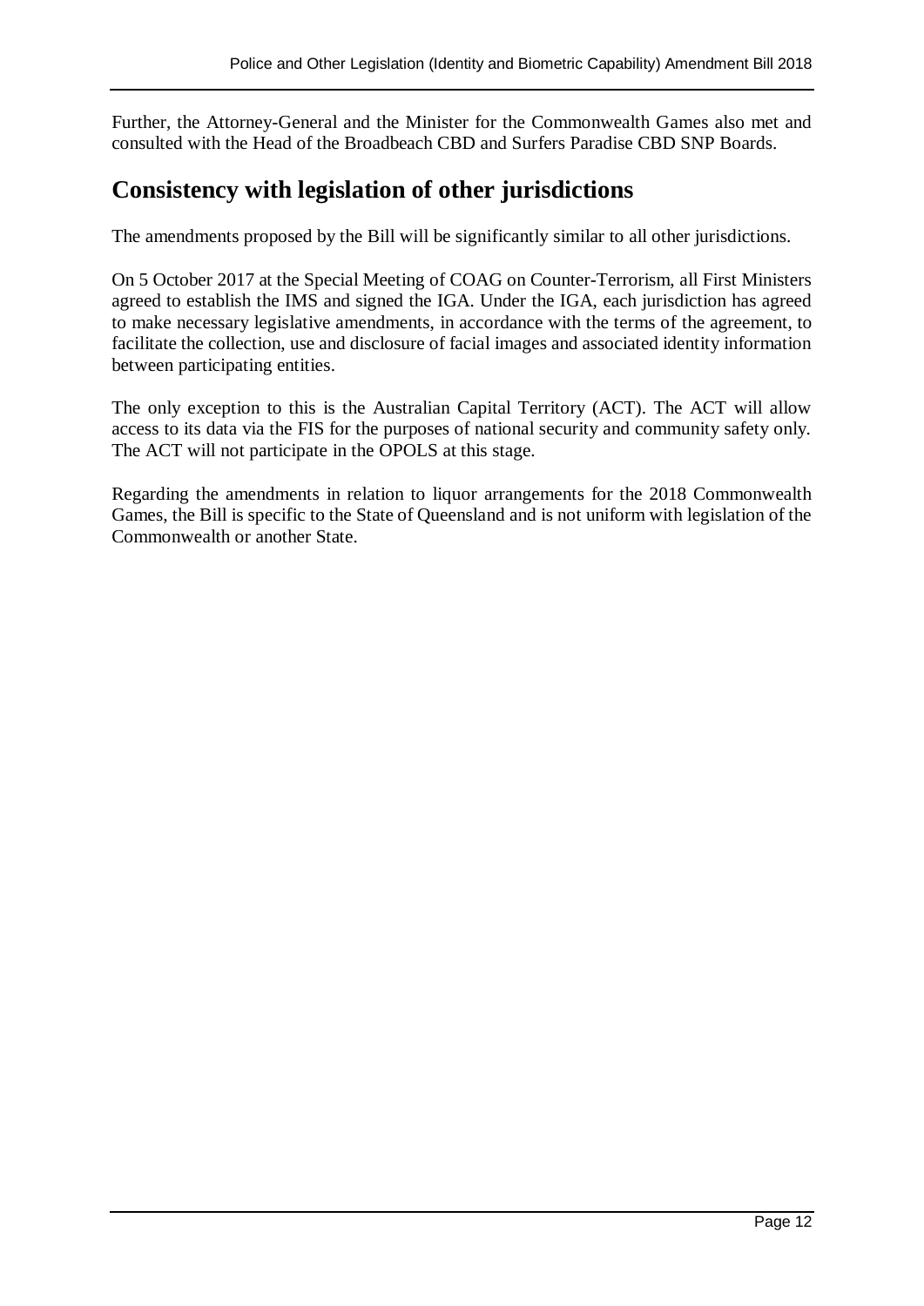Further, the Attorney-General and the Minister for the Commonwealth Games also met and consulted with the Head of the Broadbeach CBD and Surfers Paradise CBD SNP Boards.

## Consistency with legislation of other jurisdictions

The amendments proposed by the Bill will be significantly similar to all other jurisdictions.

On 5 October 2017 at the Special Meeting of COAG on Counter-Terrorism, all First Ministers agreed to establish the IMS and signed the IGA. Under the IGA, each jurisdiction has agreed to make necessary legislative amendments, in accordance with the terms of the agreement, to facilitate the collection, use and disclosure of facial images and associated identity information between participating entities.

The only exception to this is the Australian Capital Territory (ACT). The ACT will allow access to its data via the FIS for the purposes of national security and community safety only. The ACT will not participate in the OPOLS at this stage.

Regarding the amendments in relation to liquor arrangements for the 2018 Commonwealth Games, the Bill is specific to the State of Queensland and is not uniform with legislation of the Commonwealth or another State.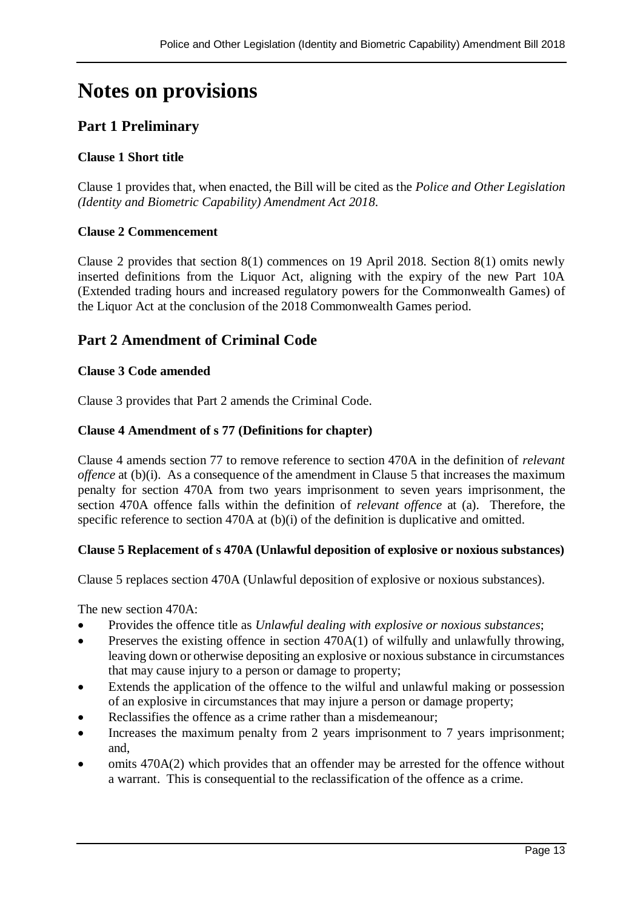# Notes on provisions

## Part 1 Preliminary

### Clause 1 Short title

Clause 1 provides that, when enacted, the Bill will be cited as the *Police and Other Legislation (Identity and Biometric Capability) Amendment Act 2018*.

### Clause 2 Commencement

Clause 2 provides that section 8(1) commences on 19 April 2018. Section 8(1) omits newly inserted definitions from the Liquor Act, aligning with the expiry of the new Part 10A (Extended trading hours and increased regulatory powers for the Commonwealth Games) of the Liquor Act at the conclusion of the 2018 Commonwealth Games period.

## Part 2 Amendment of Criminal Code

### Clause 3 Code amended

Clause 3 provides that Part 2 amends the Criminal Code.

### Clause 4 Amendment of s 77 (Definitions for chapter)

Clause 4 amends section 77 to remove reference to section 470A in the definition of *relevant offence* at (b)(i). As a consequence of the amendment in Clause 5 that increases the maximum penalty for section 470A from two years imprisonment to seven years imprisonment, the section 470A offence falls within the definition of *relevant offence* at (a). Therefore, the specific reference to section 470A at (b)(i) of the definition is duplicative and omitted.

### Clause 5 Replacement of s 470A (Unlawful deposition of explosive or noxious substances)

Clause 5 replaces section 470A (Unlawful deposition of explosive or noxious substances).

The new section 470A:

- Provides the offence title as *Unlawful dealing with explosive or noxious substances*;
- Preserves the existing offence in section 470A(1) of wilfully and unlawfully throwing, leaving down or otherwise depositing an explosive or noxious substance in circumstances that may cause injury to a person or damage to property;
- Extends the application of the offence to the wilful and unlawful making or possession of an explosive in circumstances that may injure a person or damage property;
- Reclassifies the offence as a crime rather than a misdemeanour;
- Increases the maximum penalty from 2 years imprisonment to 7 years imprisonment; and,
- omits 470A(2) which provides that an offender may be arrested for the offence without a warrant. This is consequential to the reclassification of the offence as a crime.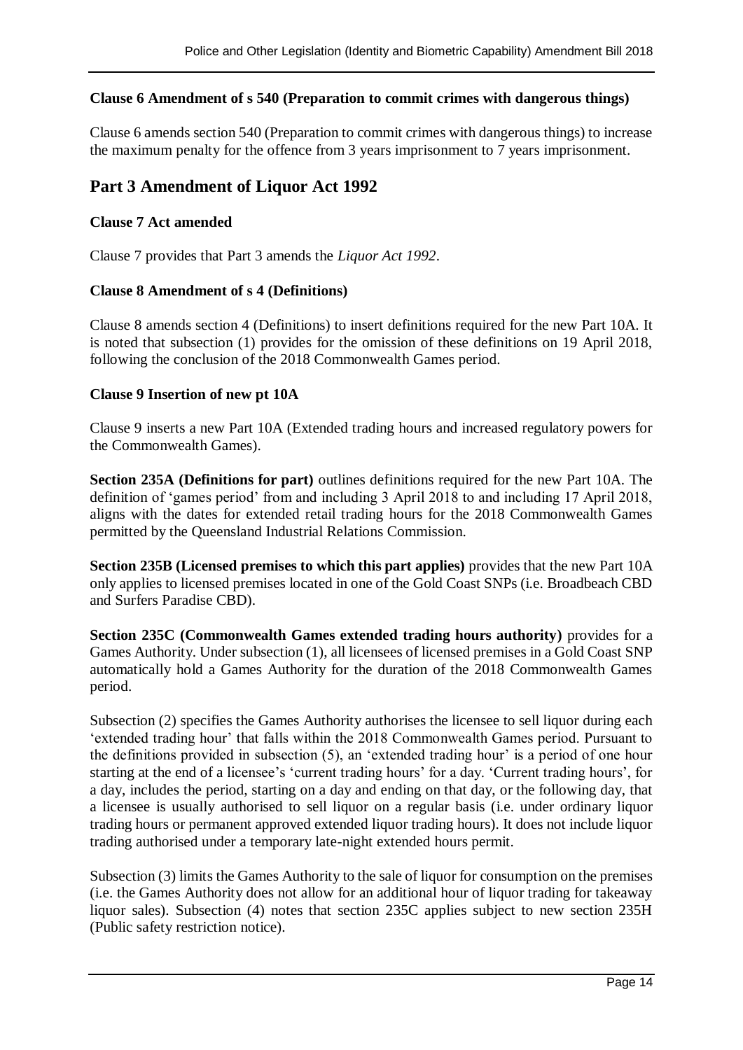**Clause 6 Amendment of s 540 (Preparation to commit crimes with dangerous things)**

Clause 6 amends section 540 (Preparation to commit crimes with dangerous things) to increase the maximum penalty for the offence from 3 years imprisonment to 7 years imprisonment.

## Part 3 Amendment of Liquor Act 1992

**Clause 7 Act amended**

Clause 7 provides that Part 3 amends the *Liquor Act 1992*.

**Clause 8 Amendment of s 4 (Definitions)**

Clause 8 amends section 4 (Definitions) to insert definitions required for the new Part 10A. It is noted that subsection (1) provides for the omission of these definitions on 19 April 2018, following the conclusion of the 2018 Commonwealth Games period.

**Clause 9 Insertion of new pt 10A**

Clause 9 inserts a new Part 10A (Extended trading hours and increased regulatory powers for the Commonwealth Games).

**Section 235A (Definitions for part)** outlines definitions required for the new Part 10A. The definition of 'games period' from and including 3 April 2018 to and including 17 April 2018, aligns with the dates for extended retail trading hours for the 2018 Commonwealth Games permitted by the Queensland Industrial Relations Commission.

**Section 235B (Licensed premises to which this part applies)** provides that the new Part 10A only applies to licensed premises located in one of the Gold Coast SNPs (i.e. Broadbeach CBD and Surfers Paradise CBD).

**Section 235C (Commonwealth Games extended trading hours authority)** provides for a Games Authority. Under subsection (1), all licensees of licensed premises in a Gold Coast SNP automatically hold a Games Authority for the duration of the 2018 Commonwealth Games period.

Subsection (2) specifies the Games Authority authorises the licensee to sell liquor during each 'extended trading hour' that falls within the 2018 Commonwealth Games period. Pursuant to the definitions provided in subsection (5), an 'extended trading hour' is a period of one hour starting at the end of a licensee's 'current trading hours' for a day. 'Current trading hours', for a day, includes the period, starting on a day and ending on that day, or the following day, that a licensee is usually authorised to sell liquor on a regular basis (i.e. under ordinary liquor trading hours or permanent approved extended liquor trading hours). It does not include liquor trading authorised under a temporary late-night extended hours permit.

Subsection (3) limits the Games Authority to the sale of liquor for consumption on the premises (i.e. the Games Authority does not allow for an additional hour of liquor trading for takeaway liquor sales). Subsection (4) notes that section 235C applies subject to new section 235H (Public safety restriction notice).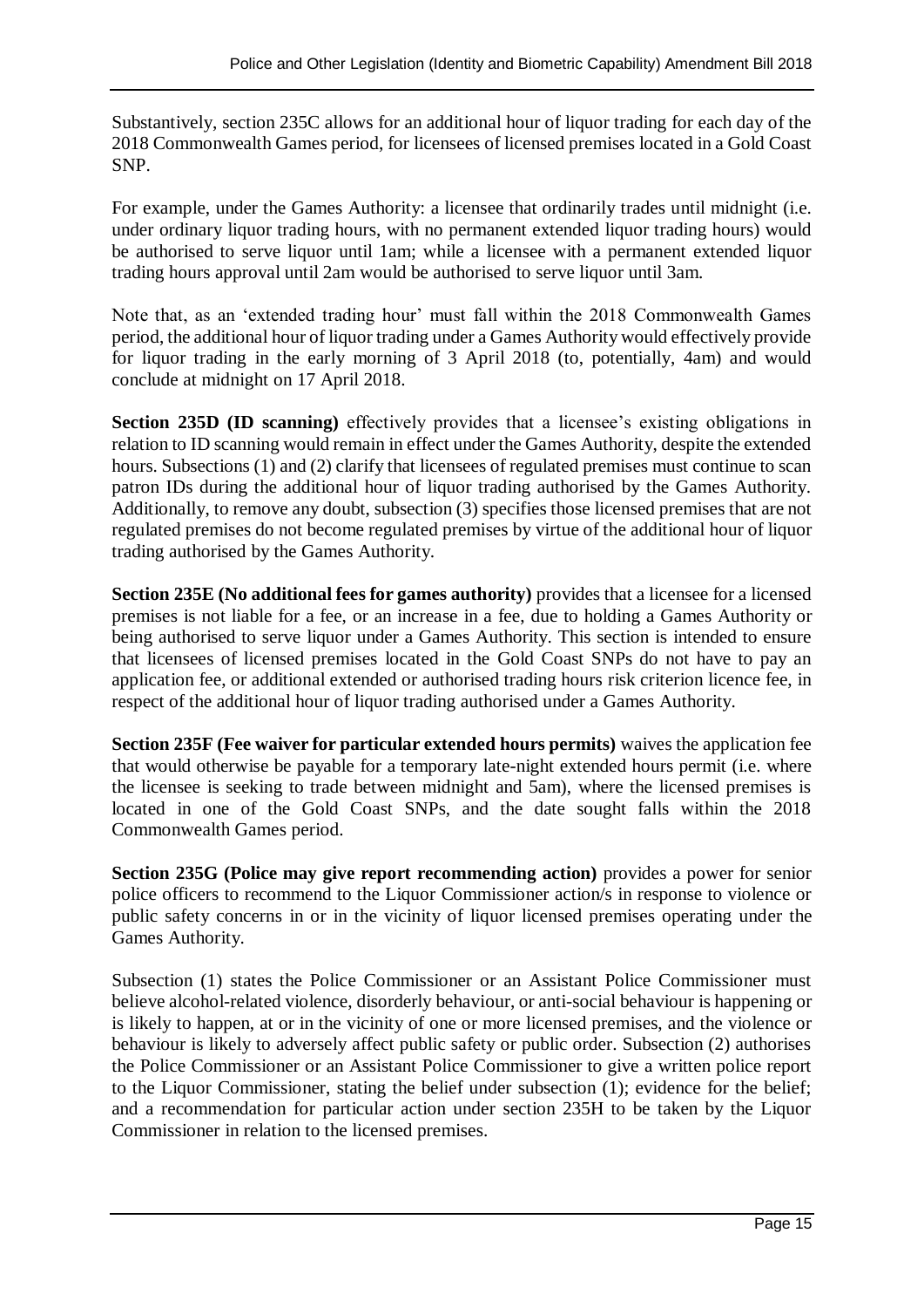Substantively, section 235C allows for an additional hour of liquor trading for each day of the 2018 Commonwealth Games period, for licensees of licensed premises located in a Gold Coast SNP.

For example, under the Games Authority: a licensee that ordinarily trades until midnight (i.e. under ordinary liquor trading hours, with no permanent extended liquor trading hours) would be authorised to serve liquor until 1am; while a licensee with a permanent extended liquor trading hours approval until 2am would be authorised to serve liquor until 3am.

Note that, as an 'extended trading hour' must fall within the 2018 Commonwealth Games period, the additional hour of liquor trading under a Games Authority would effectively provide for liquor trading in the early morning of 3 April 2018 (to, potentially, 4am) and would conclude at midnight on 17 April 2018.

**Section 235D (ID scanning)** effectively provides that a licensee's existing obligations in relation to ID scanning would remain in effect under the Games Authority, despite the extended hours. Subsections (1) and (2) clarify that licensees of regulated premises must continue to scan patron IDs during the additional hour of liquor trading authorised by the Games Authority. Additionally, to remove any doubt, subsection (3) specifies those licensed premises that are not regulated premises do not become regulated premises by virtue of the additional hour of liquor trading authorised by the Games Authority.

**Section 235E (No additional fees for games authority)** provides that a licensee for a licensed premises is not liable for a fee, or an increase in a fee, due to holding a Games Authority or being authorised to serve liquor under a Games Authority. This section is intended to ensure that licensees of licensed premises located in the Gold Coast SNPs do not have to pay an application fee, or additional extended or authorised trading hours risk criterion licence fee, in respect of the additional hour of liquor trading authorised under a Games Authority.

**Section 235F (Fee waiver for particular extended hours permits)** waives the application fee that would otherwise be payable for a temporary late-night extended hours permit (i.e. where the licensee is seeking to trade between midnight and 5am), where the licensed premises is located in one of the Gold Coast SNPs, and the date sought falls within the 2018 Commonwealth Games period.

**Section 235G (Police may give report recommending action)** provides a power for senior police officers to recommend to the Liquor Commissioner action/s in response to violence or public safety concerns in or in the vicinity of liquor licensed premises operating under the Games Authority.

Subsection (1) states the Police Commissioner or an Assistant Police Commissioner must believe alcohol-related violence, disorderly behaviour, or anti-social behaviour is happening or is likely to happen, at or in the vicinity of one or more licensed premises, and the violence or behaviour is likely to adversely affect public safety or public order. Subsection (2) authorises the Police Commissioner or an Assistant Police Commissioner to give a written police report to the Liquor Commissioner, stating the belief under subsection (1); evidence for the belief; and a recommendation for particular action under section 235H to be taken by the Liquor Commissioner in relation to the licensed premises.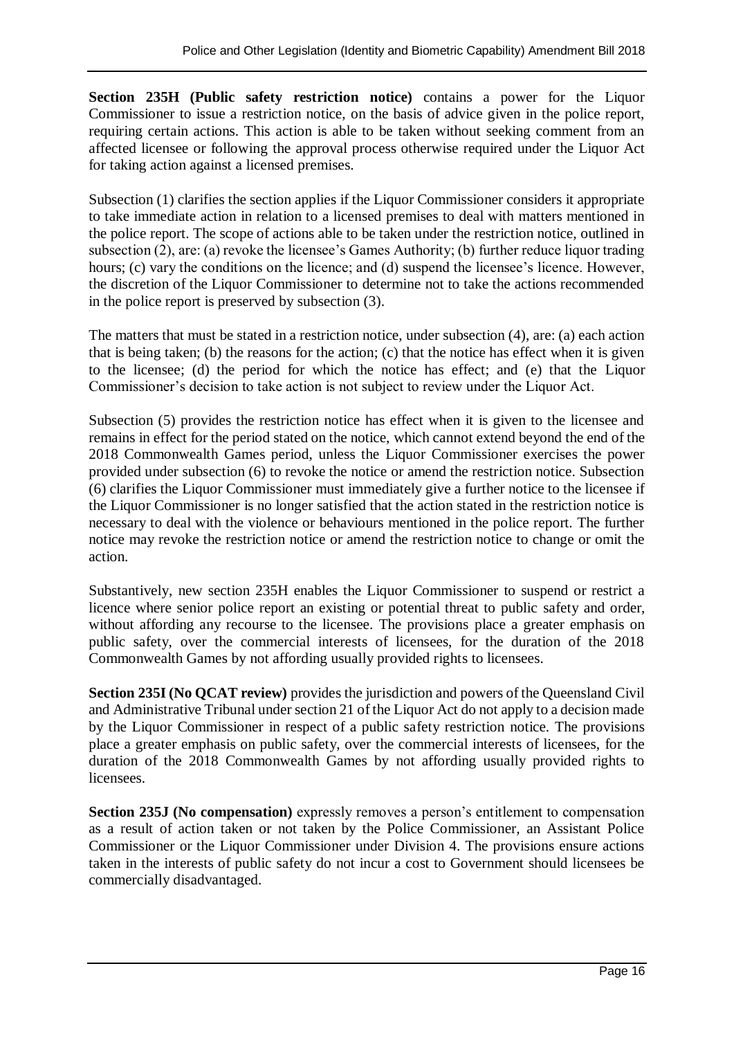**Section 235H (Public safety restriction notice)** contains a power for the Liquor Commissioner to issue a restriction notice, on the basis of advice given in the police report, requiring certain actions. This action is able to be taken without seeking comment from an affected licensee or following the approval process otherwise required under the Liquor Act for taking action against a licensed premises.

Subsection (1) clarifies the section applies if the Liquor Commissioner considers it appropriate to take immediate action in relation to a licensed premises to deal with matters mentioned in the police report. The scope of actions able to be taken under the restriction notice, outlined in subsection (2), are: (a) revoke the licensee's Games Authority; (b) further reduce liquor trading hours; (c) vary the conditions on the licence; and (d) suspend the licensee's licence. However, the discretion of the Liquor Commissioner to determine not to take the actions recommended in the police report is preserved by subsection (3).

The matters that must be stated in a restriction notice, under subsection (4), are: (a) each action that is being taken; (b) the reasons for the action; (c) that the notice has effect when it is given to the licensee; (d) the period for which the notice has effect; and (e) that the Liquor Commissioner's decision to take action is not subject to review under the Liquor Act.

Subsection (5) provides the restriction notice has effect when it is given to the licensee and remains in effect for the period stated on the notice, which cannot extend beyond the end of the 2018 Commonwealth Games period, unless the Liquor Commissioner exercises the power provided under subsection (6) to revoke the notice or amend the restriction notice. Subsection (6) clarifies the Liquor Commissioner must immediately give a further notice to the licensee if the Liquor Commissioner is no longer satisfied that the action stated in the restriction notice is necessary to deal with the violence or behaviours mentioned in the police report. The further notice may revoke the restriction notice or amend the restriction notice to change or omit the action.

Substantively, new section 235H enables the Liquor Commissioner to suspend or restrict a licence where senior police report an existing or potential threat to public safety and order, without affording any recourse to the licensee. The provisions place a greater emphasis on public safety, over the commercial interests of licensees, for the duration of the 2018 Commonwealth Games by not affording usually provided rights to licensees.

**Section 235I (No QCAT review)** provides the jurisdiction and powers of the Queensland Civil and Administrative Tribunal under section 21 of the Liquor Act do not apply to a decision made by the Liquor Commissioner in respect of a public safety restriction notice. The provisions place a greater emphasis on public safety, over the commercial interests of licensees, for the duration of the 2018 Commonwealth Games by not affording usually provided rights to licensees.

**Section 235J (No compensation)** expressly removes a person's entitlement to compensation as a result of action taken or not taken by the Police Commissioner, an Assistant Police Commissioner or the Liquor Commissioner under Division 4. The provisions ensure actions taken in the interests of public safety do not incur a cost to Government should licensees be commercially disadvantaged.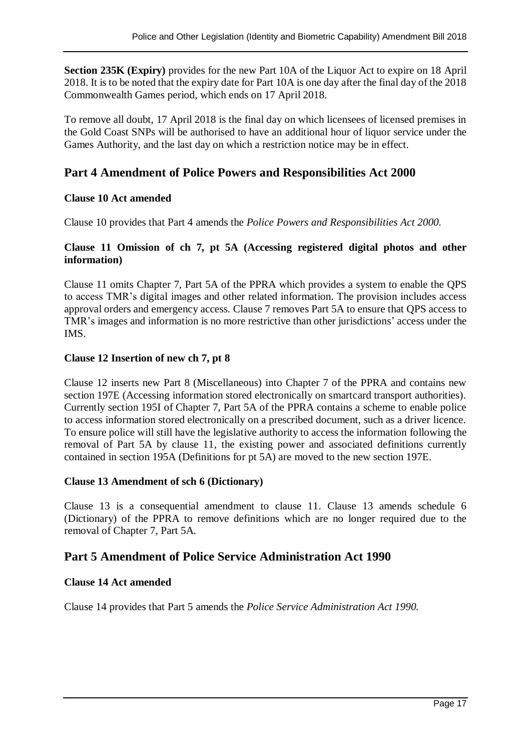**Section 235K (Expiry)** provides for the new Part 10A of the Liquor Act to expire on 18 April 2018. It is to be noted that the expiry date for Part 10A is one day after the final day of the 2018 Commonwealth Games period, which ends on 17 April 2018.

To remove all doubt, 17 April 2018 is the final day on which licensees of licensed premises in the Gold Coast SNPs will be authorised to have an additional hour of liquor service under the Games Authority, and the last day on which a restriction notice may be in effect.

## Part 4 Amendment of Police Powers and Responsibilities Act 2000

### Clause 10 Act amended

Clause 10 provides that Part 4 amends the *Police Powers and Responsibilities Act 2000*.

### Clause 11 Omission of ch 7, pt 5A (Accessing registered digital photos and other information)

Clause 11 omits Chapter 7, Part 5A of the PPRA which provides a system to enable the QPS to access TMR's digital images and other related information. The provision includes access approval orders and emergency access. Clause 7 removes Part 5A to ensure that QPS access to TMR's images and information is no more restrictive than other jurisdictions' access under the IMS.

### Clause 12 Insertion of new ch 7, pt 8

Clause 12 inserts new Part 8 (Miscellaneous) into Chapter 7 of the PPRA and contains new section 197E (Accessing information stored electronically on smartcard transport authorities). Currently section 195I of Chapter 7, Part 5A of the PPRA contains a scheme to enable police to access information stored electronically on a prescribed document, such as a driver licence. To ensure police will still have the legislative authority to access the information following the removal of Part 5A by clause 11, the existing power and associated definitions currently contained in section 195A (Definitions for pt 5A) are moved to the new section 197E.

### Clause 13 Amendment of sch 6 (Dictionary)

Clause 13 is a consequential amendment to clause 11. Clause 13 amends schedule 6 (Dictionary) of the PPRA to remove definitions which are no longer required due to the removal of Chapter 7, Part 5A.

## Part 5 Amendment of Police Service Administration Act 1990

### Clause 14 Act amended

Clause 14 provides that Part 5 amends the *Police Service Administration Act 1990*.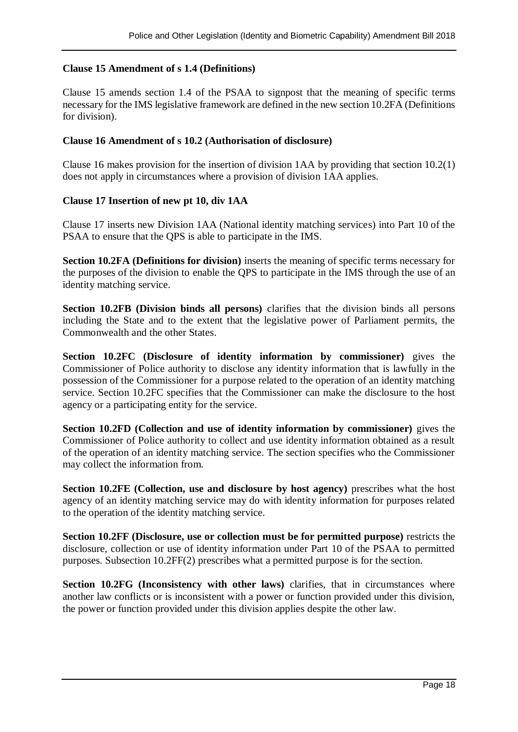**Clause 15 Amendment of s 1.4 (Definitions)**

Clause 15 amends section 1.4 of the PSAA to signpost that the meaning of specific terms necessary for the IMS legislative framework are defined in the new section 10.2FA (Definitions for division).

**Clause 16 Amendment of s 10.2 (Authorisation of disclosure)**

Clause 16 makes provision for the insertion of division 1AA by providing that section 10.2(1) does not apply in circumstances where a provision of division 1AA applies.

**Clause 17 Insertion of new pt 10, div 1AA**

Clause 17 inserts new Division 1AA (National identity matching services) into Part 10 of the PSAA to ensure that the QPS is able to participate in the IMS.

**Section 10.2FA (Definitions for division)** inserts the meaning of specific terms necessary for the purposes of the division to enable the QPS to participate in the IMS through the use of an identity matching service.

**Section 10.2FB (Division binds all persons)** clarifies that the division binds all persons including the State and to the extent that the legislative power of Parliament permits, the Commonwealth and the other States.

**Section 10.2FC (Disclosure of identity information by commissioner)** gives the Commissioner of Police authority to disclose any identity information that is lawfully in the possession of the Commissioner for a purpose related to the operation of an identity matching service. Section 10.2FC specifies that the Commissioner can make the disclosure to the host agency or a participating entity for the service.

**Section 10.2FD (Collection and use of identity information by commissioner)** gives the Commissioner of Police authority to collect and use identity information obtained as a result of the operation of an identity matching service. The section specifies who the Commissioner may collect the information from.

**Section 10.2FE (Collection, use and disclosure by host agency)** prescribes what the host agency of an identity matching service may do with identity information for purposes related to the operation of the identity matching service.

**Section 10.2FF (Disclosure, use or collection must be for permitted purpose)** restricts the disclosure, collection or use of identity information under Part 10 of the PSAA to permitted purposes. Subsection 10.2FF(2) prescribes what a permitted purpose is for the section.

**Section 10.2FG (Inconsistency with other laws)** clarifies, that in circumstances where another law conflicts or is inconsistent with a power or function provided under this division, the power or function provided under this division applies despite the other law.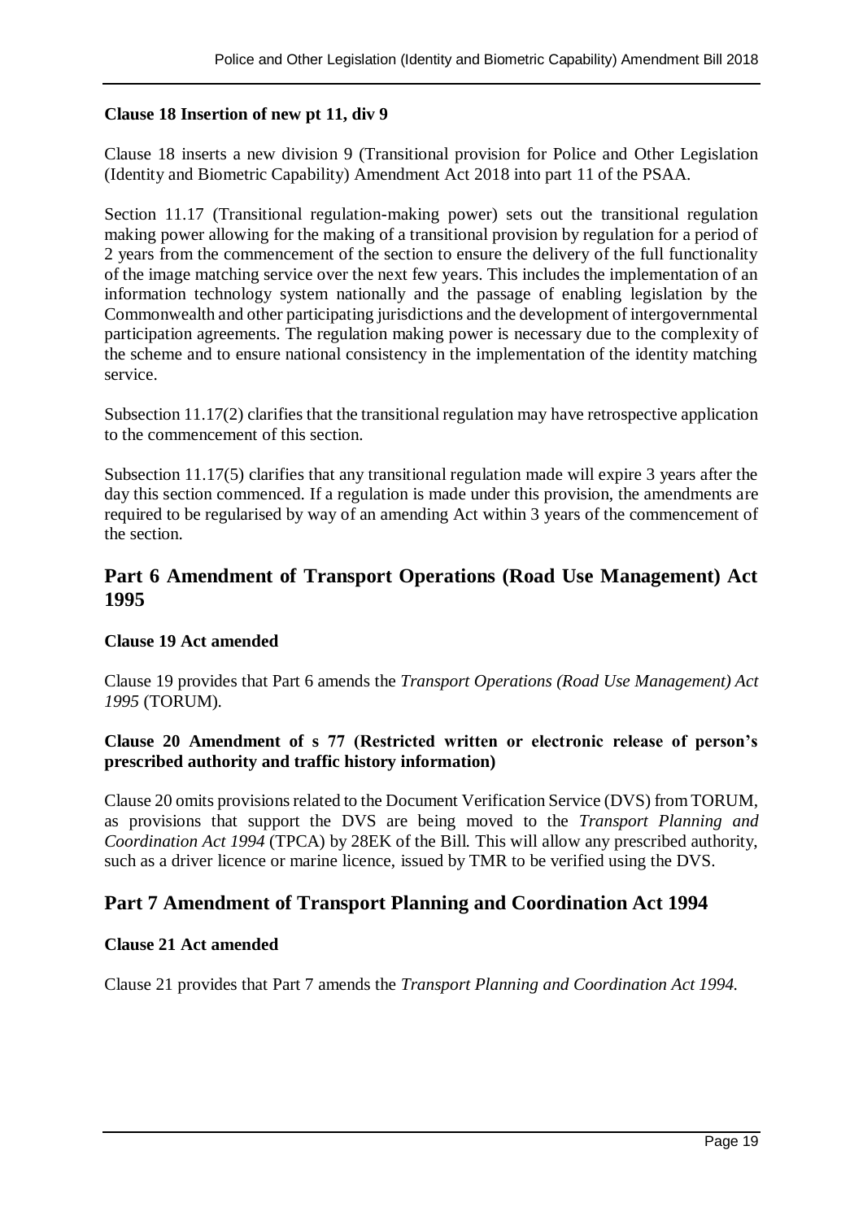**Clause 18 Insertion of new pt 11, div 9**

Clause 18 inserts a new division 9 (Transitional provision for Police and Other Legislation (Identity and Biometric Capability) Amendment Act 2018 into part 11 of the PSAA.

Section 11.17 (Transitional regulation-making power) sets out the transitional regulation making power allowing for the making of a transitional provision by regulation for a period of 2 years from the commencement of the section to ensure the delivery of the full functionality of the image matching service over the next few years. This includes the implementation of an information technology system nationally and the passage of enabling legislation by the Commonwealth and other participating jurisdictions and the development of intergovernmental participation agreements. The regulation making power is necessary due to the complexity of the scheme and to ensure national consistency in the implementation of the identity matching service.

Subsection 11.17(2) clarifies that the transitional regulation may have retrospective application to the commencement of this section.

Subsection 11.17(5) clarifies that any transitional regulation made will expire 3 years after the day this section commenced. If a regulation is made under this provision, the amendments are required to be regularised by way of an amending Act within 3 years of the commencement of the section.

## Part 6 Amendment of Transport Operations (Road Use Management) Act 1995

**Clause 19 Act amended**

Clause 19 provides that Part 6 amends the *Transport Operations (Road Use Management) Act 1995* (TORUM).

**Clause 20 Amendment of s 77 (Restricted written or electronic release of person's prescribed authority and traffic history information)**

Clause 20 omits provisions related to the Document Verification Service (DVS) from TORUM, as provisions that support the DVS are being moved to the *Transport Planning and Coordination Act 1994* (TPCA) by 28EK of the Bill. This will allow any prescribed authority, such as a driver licence or marine licence, issued by TMR to be verified using the DVS.

## Part 7 Amendment of Transport Planning and Coordination Act 1994

**Clause 21 Act amended**

Clause 21 provides that Part 7 amends the *Transport Planning and Coordination Act 1994.*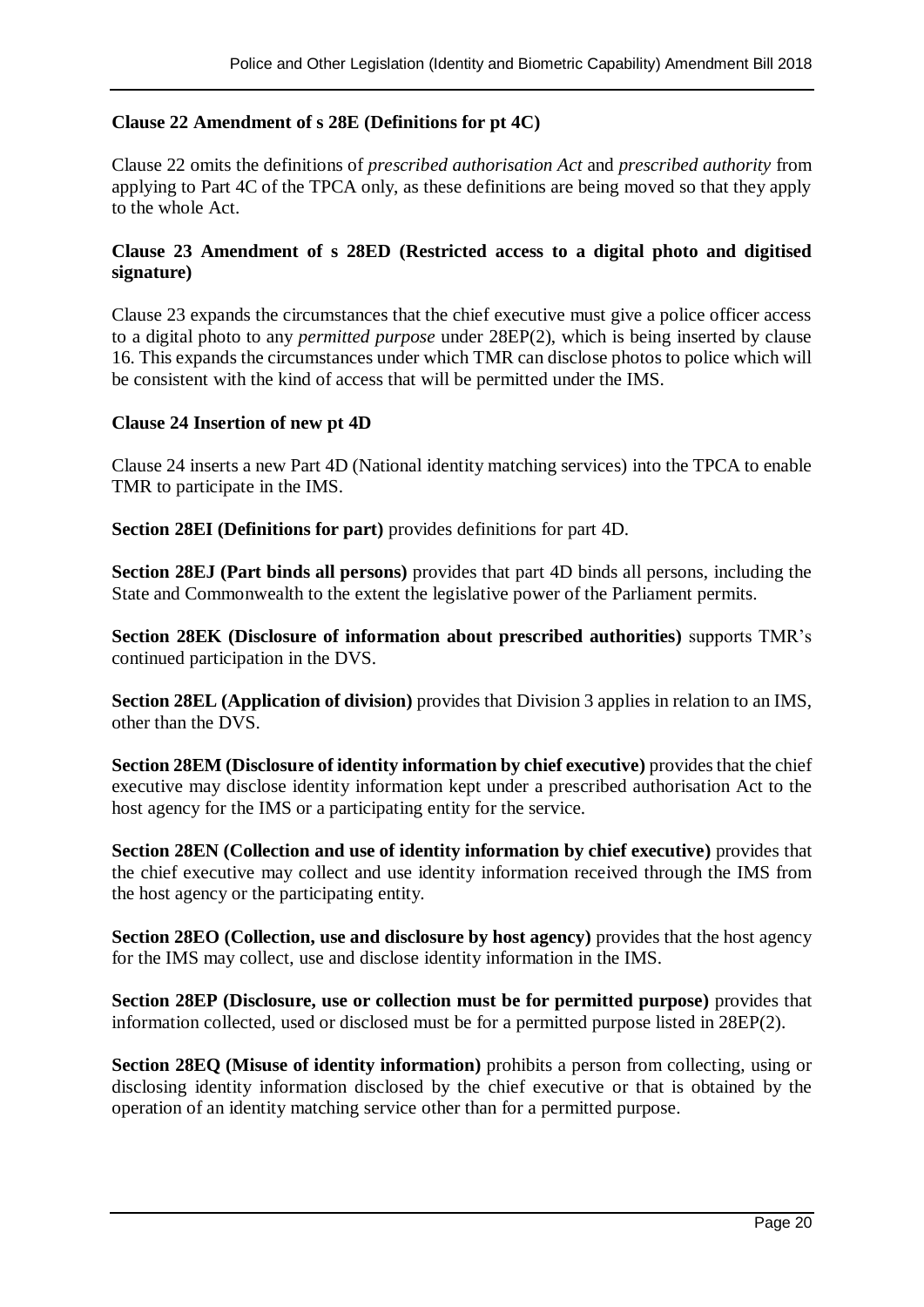**Clause 22 Amendment of s 28E (Definitions for pt 4C)**

Clause 22 omits the definitions of *prescribed authorisation Act* and *prescribed authority* from applying to Part 4C of the TPCA only, as these definitions are being moved so that they apply to the whole Act.

**Clause 23 Amendment of s 28ED (Restricted access to a digital photo and digitised signature)**

Clause 23 expands the circumstances that the chief executive must give a police officer access to a digital photo to any *permitted purpose* under 28EP(2), which is being inserted by clause 16. This expands the circumstances under which TMR can disclose photos to police which will be consistent with the kind of access that will be permitted under the IMS.

**Clause 24 Insertion of new pt 4D**

Clause 24 inserts a new Part 4D (National identity matching services) into the TPCA to enable TMR to participate in the IMS.

**Section 28EI (Definitions for part)** provides definitions for part 4D.

**Section 28EJ (Part binds all persons)** provides that part 4D binds all persons, including the State and Commonwealth to the extent the legislative power of the Parliament permits.

**Section 28EK (Disclosure of information about prescribed authorities)** supports TMR's continued participation in the DVS.

**Section 28EL (Application of division)** provides that Division 3 applies in relation to an IMS, other than the DVS.

**Section 28EM (Disclosure of identity information by chief executive)** provides that the chief executive may disclose identity information kept under a prescribed authorisation Act to the host agency for the IMS or a participating entity for the service.

**Section 28EN (Collection and use of identity information by chief executive)** provides that the chief executive may collect and use identity information received through the IMS from the host agency or the participating entity.

**Section 28EO (Collection, use and disclosure by host agency)** provides that the host agency for the IMS may collect, use and disclose identity information in the IMS.

**Section 28EP (Disclosure, use or collection must be for permitted purpose)** provides that information collected, used or disclosed must be for a permitted purpose listed in 28EP(2).

**Section 28EQ (Misuse of identity information)** prohibits a person from collecting, using or disclosing identity information disclosed by the chief executive or that is obtained by the operation of an identity matching service other than for a permitted purpose.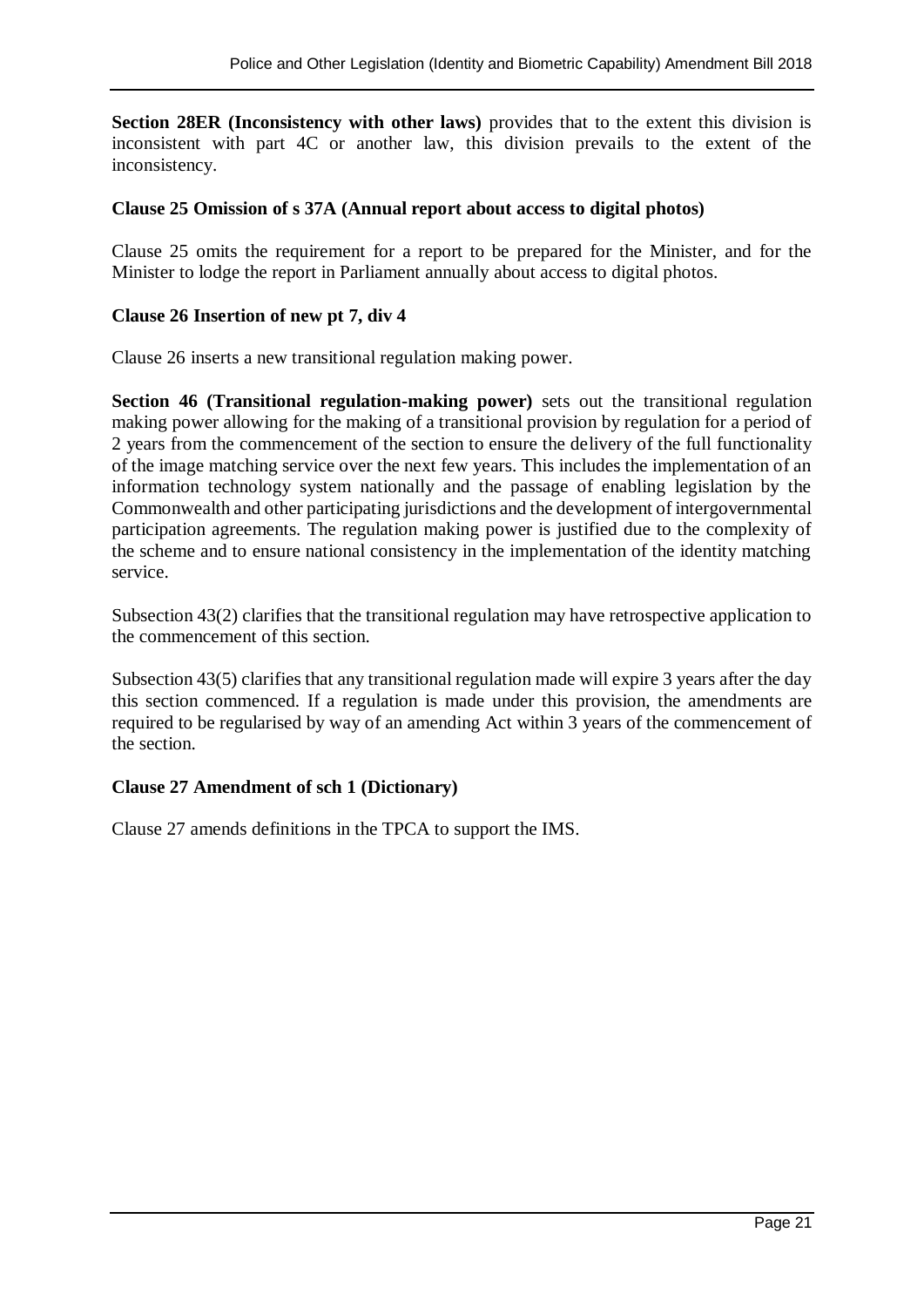**Section 28ER (Inconsistency with other laws)** provides that to the extent this division is inconsistent with part 4C or another law, this division prevails to the extent of the inconsistency.

**Clause 25 Omission of s 37A (Annual report about access to digital photos)**

Clause 25 omits the requirement for a report to be prepared for the Minister, and for the Minister to lodge the report in Parliament annually about access to digital photos.

**Clause 26 Insertion of new pt 7, div 4**

Clause 26 inserts a new transitional regulation making power.

**Section 46 (Transitional regulation-making power)** sets out the transitional regulation making power allowing for the making of a transitional provision by regulation for a period of 2 years from the commencement of the section to ensure the delivery of the full functionality of the image matching service over the next few years. This includes the implementation of an information technology system nationally and the passage of enabling legislation by the Commonwealth and other participating jurisdictions and the development of intergovernmental participation agreements. The regulation making power is justified due to the complexity of the scheme and to ensure national consistency in the implementation of the identity matching service.

Subsection 43(2) clarifies that the transitional regulation may have retrospective application to the commencement of this section.

Subsection 43(5) clarifies that any transitional regulation made will expire 3 years after the day this section commenced. If a regulation is made under this provision, the amendments are required to be regularised by way of an amending Act within 3 years of the commencement of the section.

**Clause 27 Amendment of sch 1 (Dictionary)**

Clause 27 amends definitions in the TPCA to support the IMS.